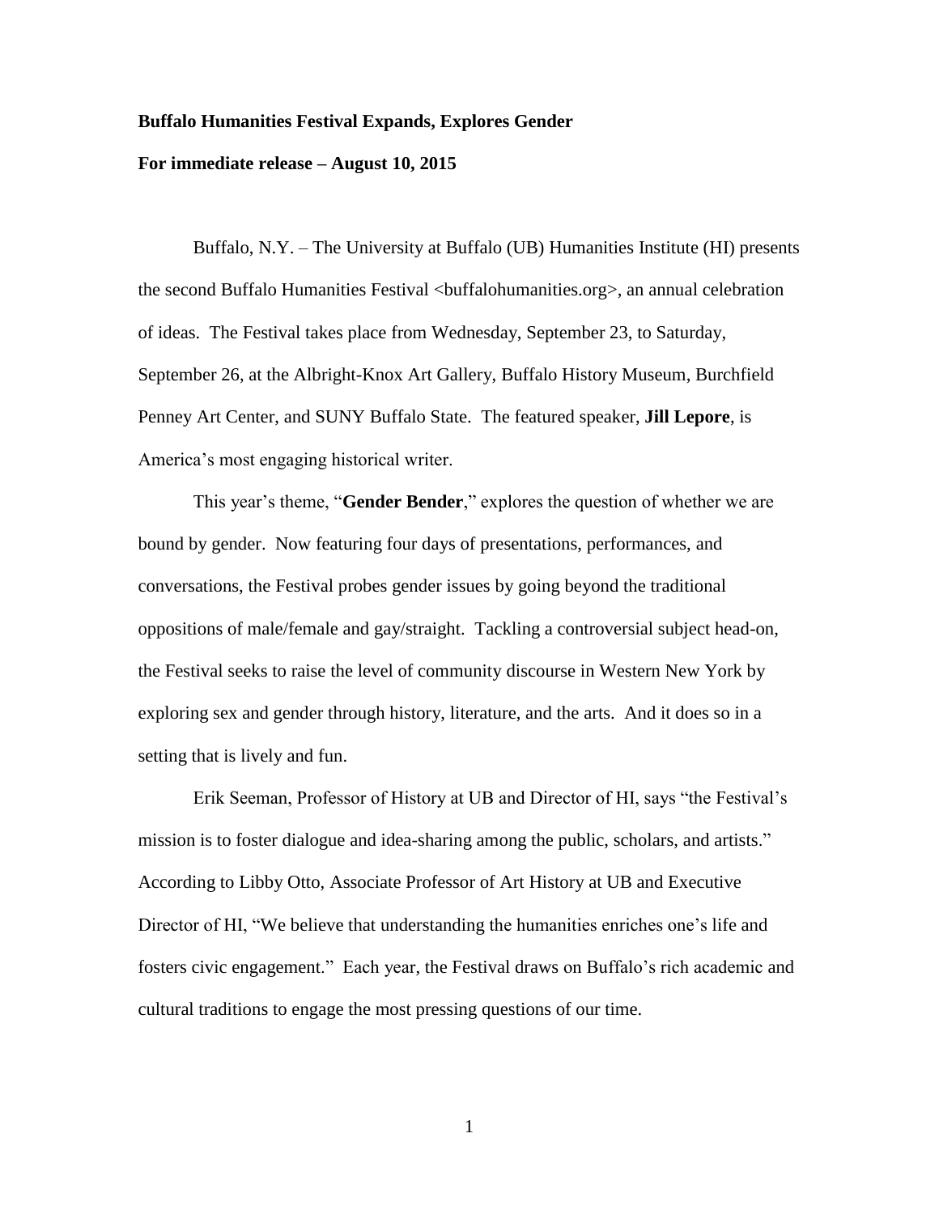**Buffalo Humanities Festival Expands, Explores Gender**

**For immediate release – August 10, 2015**

Buffalo, N.Y. – The University at Buffalo (UB) Humanities Institute (HI) presents the second Buffalo Humanities Festival <buffalohumanities.org>, an annual celebration of ideas. The Festival takes place from Wednesday, September 23, to Saturday, September 26, at the Albright-Knox Art Gallery, Buffalo History Museum, Burchfield Penney Art Center, and SUNY Buffalo State. The featured speaker, **Jill Lepore**, is America's most engaging historical writer.

This year's theme, "**Gender Bender**," explores the question of whether we are bound by gender. Now featuring four days of presentations, performances, and conversations, the Festival probes gender issues by going beyond the traditional oppositions of male/female and gay/straight. Tackling a controversial subject head-on, the Festival seeks to raise the level of community discourse in Western New York by exploring sex and gender through history, literature, and the arts. And it does so in a setting that is lively and fun.

Erik Seeman, Professor of History at UB and Director of HI, says "the Festival's mission is to foster dialogue and idea-sharing among the public, scholars, and artists." According to Libby Otto, Associate Professor of Art History at UB and Executive Director of HI, "We believe that understanding the humanities enriches one's life and fosters civic engagement." Each year, the Festival draws on Buffalo's rich academic and cultural traditions to engage the most pressing questions of our time.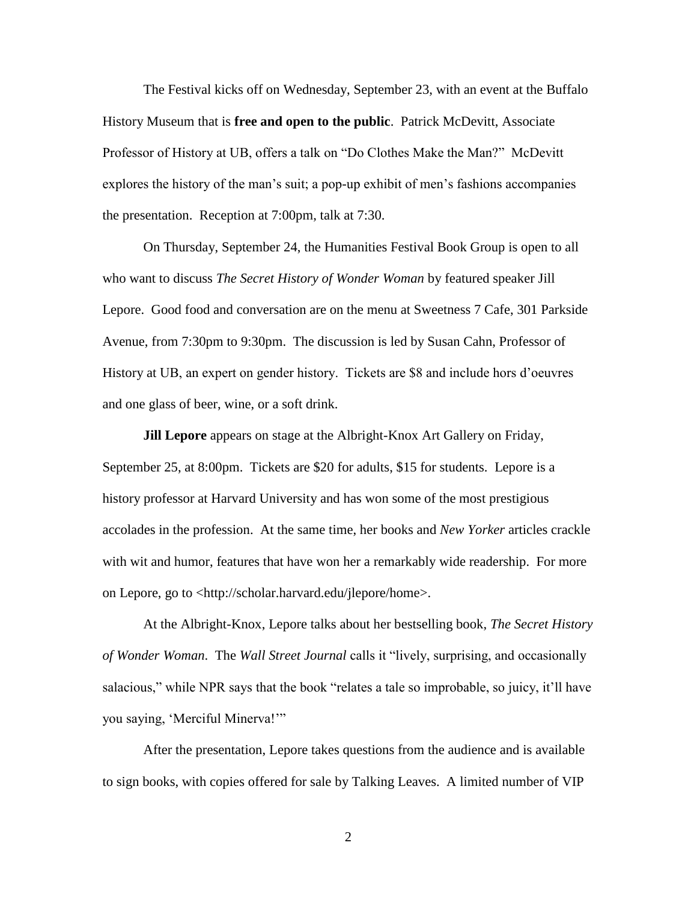The Festival kicks off on Wednesday, September 23, with an event at the Buffalo History Museum that is **free and open to the public**. Patrick McDevitt, Associate Professor of History at UB, offers a talk on "Do Clothes Make the Man?" McDevitt explores the history of the man's suit; a pop-up exhibit of men's fashions accompanies the presentation. Reception at 7:00pm, talk at 7:30.

On Thursday, September 24, the Humanities Festival Book Group is open to all who want to discuss *The Secret History of Wonder Woman* by featured speaker Jill Lepore. Good food and conversation are on the menu at Sweetness 7 Cafe, 301 Parkside Avenue, from 7:30pm to 9:30pm. The discussion is led by Susan Cahn, Professor of History at UB, an expert on gender history. Tickets are $8 and include hors d'oeuvres and one glass of beer, wine, or a soft drink.

**Jill Lepore** appears on stage at the Albright-Knox Art Gallery on Friday, September 25, at 8:00pm. Tickets are $20 for adults, $15 for students. Lepore is a history professor at Harvard University and has won some of the most prestigious accolades in the profession. At the same time, her books and *New Yorker* articles crackle with wit and humor, features that have won her a remarkably wide readership. For more on Lepore, go to <http://scholar.harvard.edu/jlepore/home>.

At the Albright-Knox, Lepore talks about her bestselling book, *The Secret History of Wonder Woman*. The *Wall Street Journal* calls it "lively, surprising, and occasionally salacious," while NPR says that the book "relates a tale so improbable, so juicy, it'll have you saying, 'Merciful Minerva!'"

After the presentation, Lepore takes questions from the audience and is available to sign books, with copies offered for sale by Talking Leaves. A limited number of VIP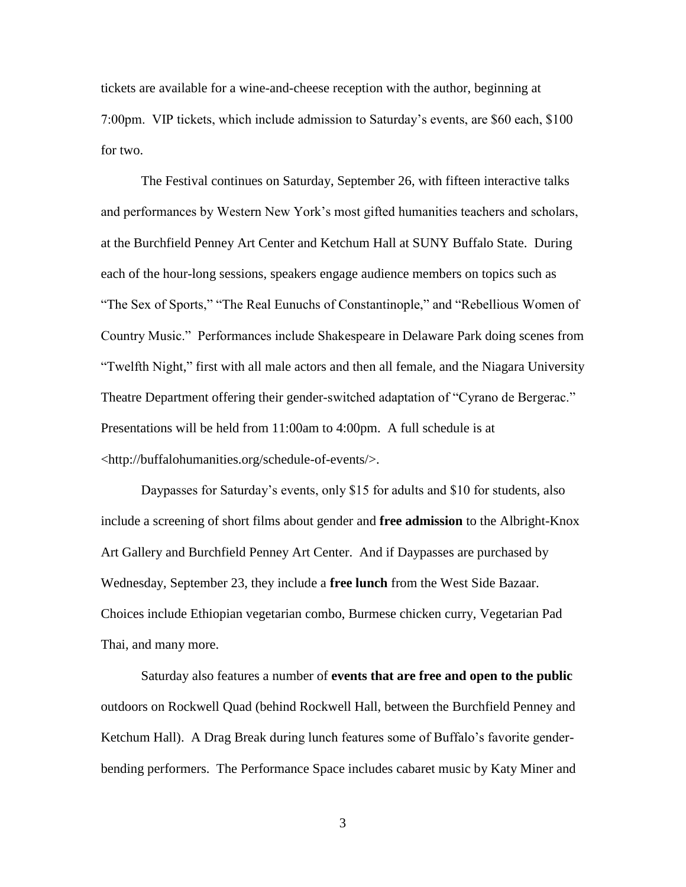tickets are available for a wine-and-cheese reception with the author, beginning at 7:00pm. VIP tickets, which include admission to Saturday's events, are $60 each, $100 for two.

The Festival continues on Saturday, September 26, with fifteen interactive talks and performances by Western New York's most gifted humanities teachers and scholars, at the Burchfield Penney Art Center and Ketchum Hall at SUNY Buffalo State. During each of the hour-long sessions, speakers engage audience members on topics such as "The Sex of Sports," "The Real Eunuchs of Constantinople," and "Rebellious Women of Country Music." Performances include Shakespeare in Delaware Park doing scenes from "Twelfth Night," first with all male actors and then all female, and the Niagara University Theatre Department offering their gender-switched adaptation of "Cyrano de Bergerac." Presentations will be held from 11:00am to 4:00pm. A full schedule is at <http://buffalohumanities.org/schedule-of-events/>.

Daypasses for Saturday's events, only $15 for adults and $10 for students, also include a screening of short films about gender and **free admission** to the Albright-Knox Art Gallery and Burchfield Penney Art Center. And if Daypasses are purchased by Wednesday, September 23, they include a **free lunch** from the West Side Bazaar. Choices include Ethiopian vegetarian combo, Burmese chicken curry, Vegetarian Pad Thai, and many more.

Saturday also features a number of **events that are free and open to the public** outdoors on Rockwell Quad (behind Rockwell Hall, between the Burchfield Penney and Ketchum Hall). A Drag Break during lunch features some of Buffalo's favorite gender-bending performers. The Performance Space includes cabaret music by Katy Miner and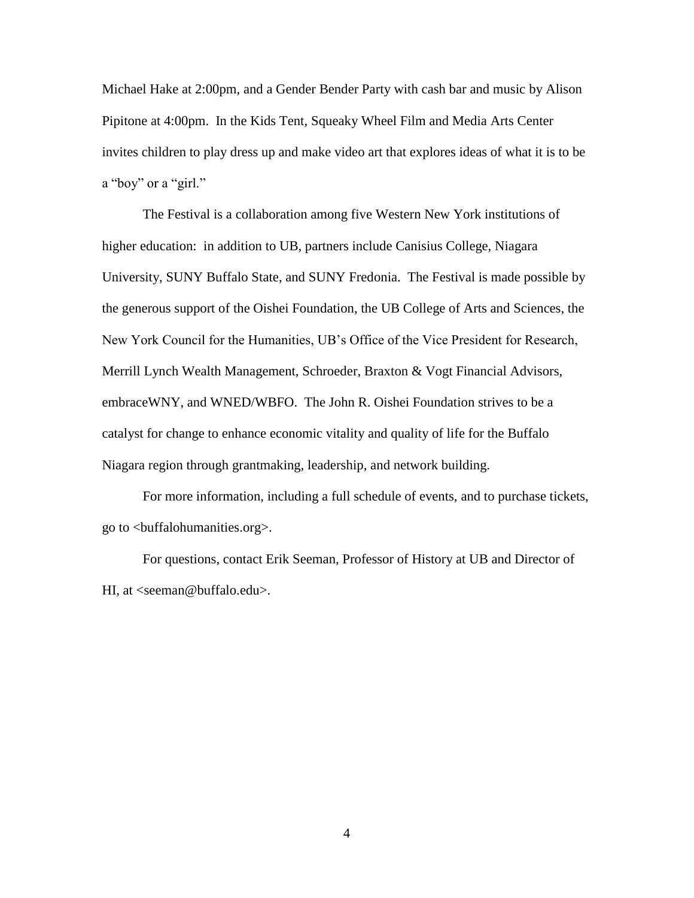Michael Hake at 2:00pm, and a Gender Bender Party with cash bar and music by Alison Pipitone at 4:00pm. In the Kids Tent, Squeaky Wheel Film and Media Arts Center invites children to play dress up and make video art that explores ideas of what it is to be a "boy" or a "girl."

The Festival is a collaboration among five Western New York institutions of higher education: in addition to UB, partners include Canisius College, Niagara University, SUNY Buffalo State, and SUNY Fredonia. The Festival is made possible by the generous support of the Oishei Foundation, the UB College of Arts and Sciences, the New York Council for the Humanities, UB's Office of the Vice President for Research, Merrill Lynch Wealth Management, Schroeder, Braxton & Vogt Financial Advisors, embraceWNY, and WNED/WBFO. The John R. Oishei Foundation strives to be a catalyst for change to enhance economic vitality and quality of life for the Buffalo Niagara region through grantmaking, leadership, and network building.

For more information, including a full schedule of events, and to purchase tickets, go to <buffalohumanities.org>.

For questions, contact Erik Seeman, Professor of History at UB and Director of HI, at <seeman@buffalo.edu>.